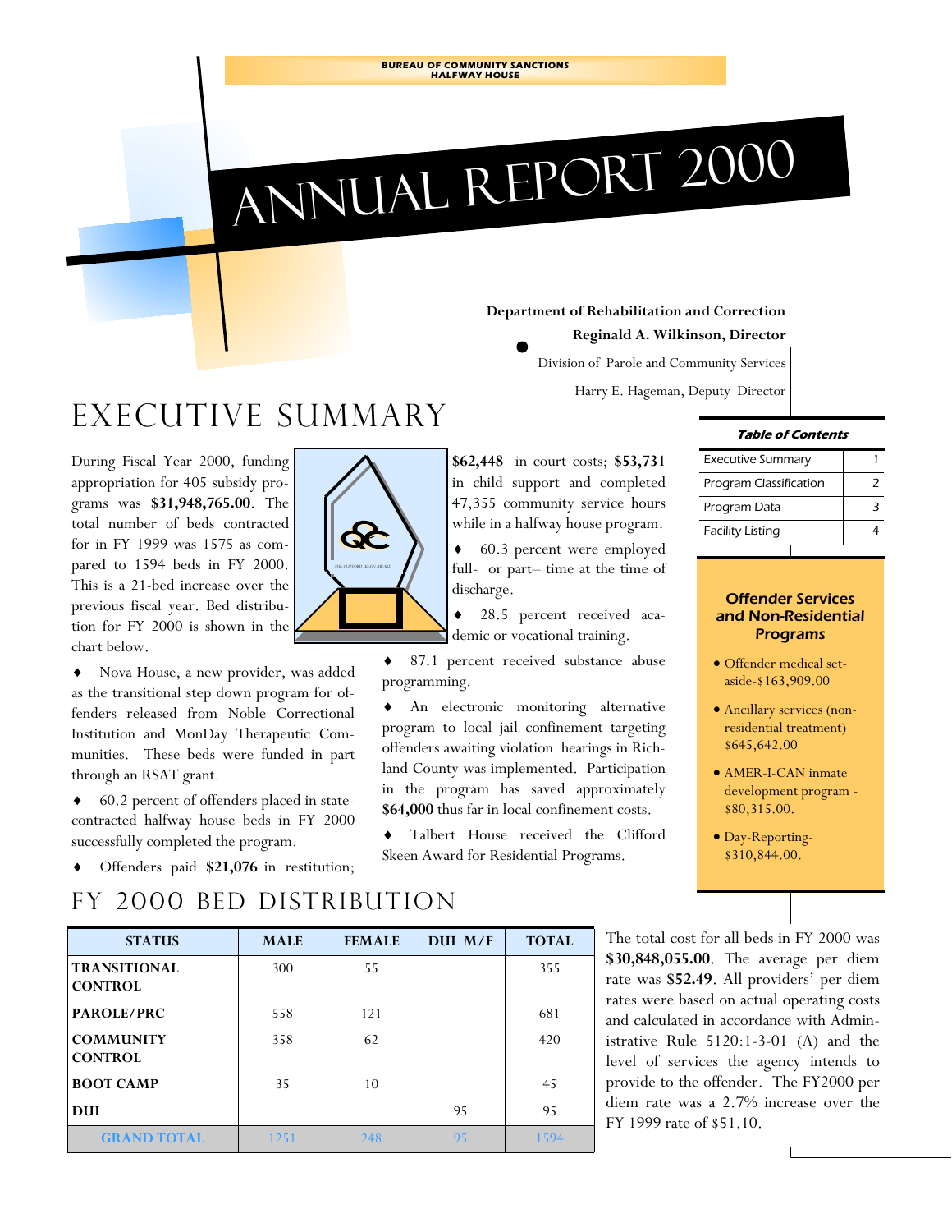BUREAU OF COMMUNITY SANCTIONS
HALFWAY HOUSE

# Annual Report 2000

**Department of Rehabilitation and Correction**

**Reginald A. Wilkinson, Director**

Division of Parole and Community Services

Harry E. Hageman, Deputy Director

## Executive Summary

During Fiscal Year 2000, funding appropriation for 405 subsidy programs was **$31,948,765.00**. The total number of beds contracted for in FY 1999 was 1575 as compared to 1594 beds in FY 2000. This is a 21-bed increase over the previous fiscal year. Bed distribution for FY 2000 is shown in the chart below.

- Nova House, a new provider, was added as the transitional step down program for offenders released from Noble Correctional Institution and MonDay Therapeutic Communities. These beds were funded in part through an RSAT grant.
- 60.2 percent of offenders placed in state-contracted halfway house beds in FY 2000 successfully completed the program.
- Offenders paid **$21,076** in restitution; **$62,448** in court costs; **$53,731** in child support and completed 47,355 community service hours while in a halfway house program.
- 60.3 percent were employed full- or part– time at the time of discharge.
- 28.5 percent received academic or vocational training.
- 87.1 percent received substance abuse programming.
- An electronic monitoring alternative program to local jail confinement targeting offenders awaiting violation hearings in Richland County was implemented. Participation in the program has saved approximately **$64,000** thus far in local confinement costs.
- Talbert House received the Clifford Skeen Award for Residential Programs.

***Table of Contents***

| | |
|---|---|
| Executive Summary | 1 |
| Program Classification | 2 |
| Program Data | 3 |
| Facility Listing | 4 |

### Offender Services and Non-Residential Programs

- Offender medical set-aside-$163,909.00
- Ancillary services (non-residential treatment) - $645,642.00
- AMER-I-CAN inmate development program - $80,315.00.
- Day-Reporting-$310,844.00.

## FY 2000 Bed Distribution

| STATUS | MALE | FEMALE | DUI M/F | TOTAL |
|---|---|---|---|---|
| **TRANSITIONAL CONTROL** | 300 | 55 | | 355 |
| **PAROLE/PRC** | 558 | 121 | | 681 |
| **COMMUNITY CONTROL** | 358 | 62 | | 420 |
| **BOOT CAMP** | 35 | 10 | | 45 |
| **DUI** | | | 95 | 95 |
| **GRAND TOTAL** | 1251 | 248 | 95 | 1594 |

The total cost for all beds in FY 2000 was **$30,848,055.00**. The average per diem rate was **$52.49**. All providers' per diem rates were based on actual operating costs and calculated in accordance with Administrative Rule 5120:1-3-01 (A) and the level of services the agency intends to provide to the offender. The FY2000 per diem rate was a 2.7% increase over the FY 1999 rate of $51.10.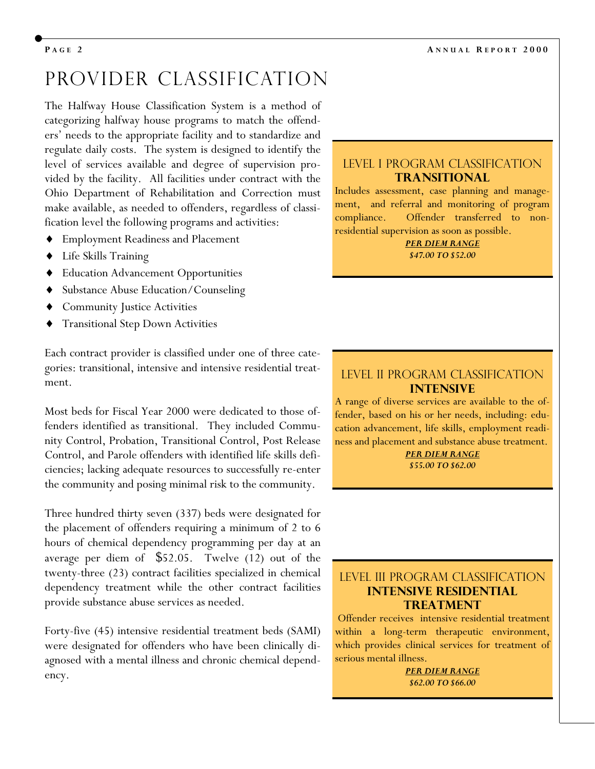# PROVIDER CLASSIFICATION

The Halfway House Classification System is a method of categorizing halfway house programs to match the offenders' needs to the appropriate facility and to standardize and regulate daily costs. The system is designed to identify the level of services available and degree of supervision provided by the facility. All facilities under contract with the Ohio Department of Rehabilitation and Correction must make available, as needed to offenders, regardless of classification level the following programs and activities:

- Employment Readiness and Placement
- Life Skills Training
- Education Advancement Opportunities
- Substance Abuse Education/Counseling
- Community Justice Activities
- Transitional Step Down Activities

Each contract provider is classified under one of three categories: transitional, intensive and intensive residential treatment.

Most beds for Fiscal Year 2000 were dedicated to those offenders identified as transitional. They included Community Control, Probation, Transitional Control, Post Release Control, and Parole offenders with identified life skills deficiencies; lacking adequate resources to successfully re-enter the community and posing minimal risk to the community.

Three hundred thirty seven (337) beds were designated for the placement of offenders requiring a minimum of 2 to 6 hours of chemical dependency programming per day at an average per diem of $52.05. Twelve (12) out of the twenty-three (23) contract facilities specialized in chemical dependency treatment while the other contract facilities provide substance abuse services as needed.

Forty-five (45) intensive residential treatment beds (SAMI) were designated for offenders who have been clinically diagnosed with a mental illness and chronic chemical dependency.

## LEVEL I PROGRAM CLASSIFICATION
**TRANSITIONAL**

Includes assessment, case planning and management, and referral and monitoring of program compliance. Offender transferred to non-residential supervision as soon as possible.

***PER DIEM RANGE***
***$47.00 TO $52.00***

## LEVEL II PROGRAM CLASSIFICATION
**INTENSIVE**

A range of diverse services are available to the offender, based on his or her needs, including: education advancement, life skills, employment readiness and placement and substance abuse treatment.

***PER DIEM RANGE***
***$55.00 TO $62.00***

## LEVEL III PROGRAM CLASSIFICATION
**INTENSIVE RESIDENTIAL TREATMENT**

Offender receives intensive residential treatment within a long-term therapeutic environment, which provides clinical services for treatment of serious mental illness.

***PER DIEM RANGE***
***$62.00 TO $66.00***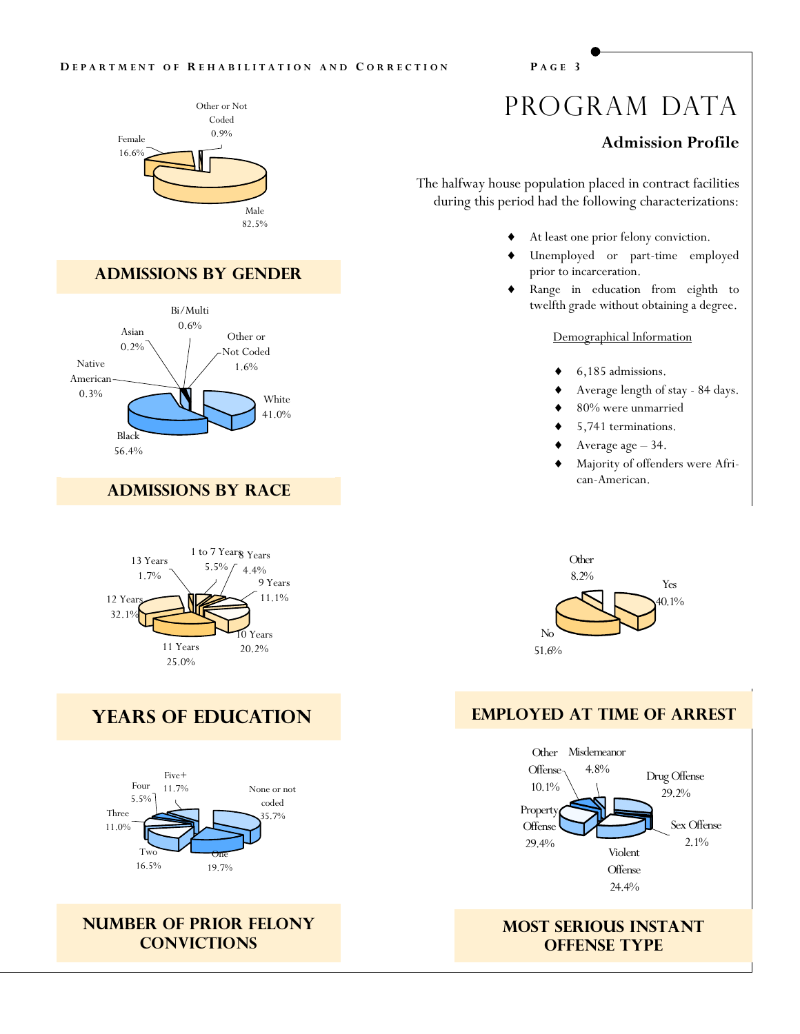# PROGRAM DATA

## Admission Profile

The halfway house population placed in contract facilities during this period had the following characterizations:

- At least one prior felony conviction.
- Unemployed or part-time employed prior to incarceration.
- Range in education from eighth to twelfth grade without obtaining a degree.

Demographical Information

- 6,185 admissions.
- Average length of stay - 84 days.
- 80% were unmarried
- 5,741 terminations.
- Average age – 34.
- Majority of offenders were African-American.

Other or Not Coded 0.9%
Female 16.6%
Male 82.5%

### ADMISSIONS BY GENDER

Bi/Multi 0.6%
Asian 0.2%
Other or Not Coded 1.6%
Native American 0.3%
White 41.0%
Black 56.4%

### ADMISSIONS BY RACE

13 Years 1.7%
1 to 7 Years 5.5%
8 Years 4.4%
9 Years 11.1%
12 Years 32.1%
10 Years 20.2%
11 Years 25.0%

### YEARS OF EDUCATION

Five+ 11.7%
Four 5.5%
None or not coded 35.7%
Three 11.0%
Two 16.5%
One 19.7%

### NUMBER OF PRIOR FELONY CONVICTIONS

Other 8.2%
Yes 40.1%
No 51.6%

### EMPLOYED AT TIME OF ARREST

Other Offense 10.1%
Misdemeanor 4.8%
Drug Offense 29.2%
Property Offense 29.4%
Sex Offense 2.1%
Violent Offense 24.4%

### MOST SERIOUS INSTANT OFFENSE TYPE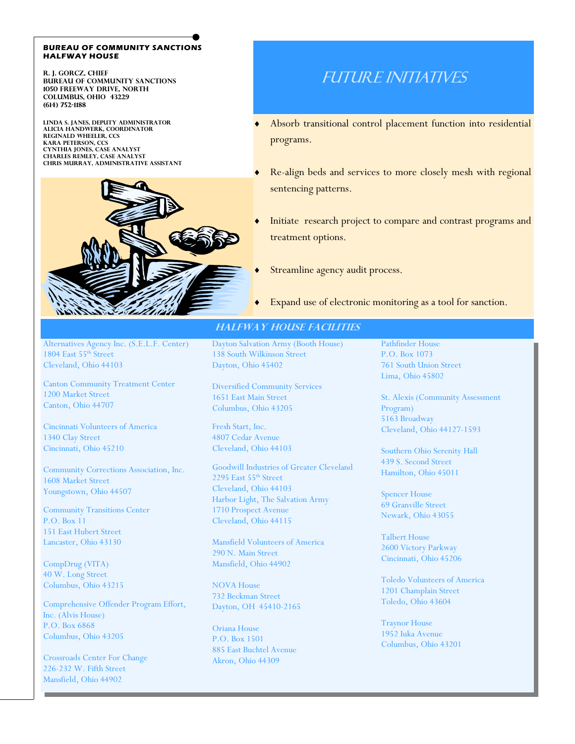**BUREAU OF COMMUNITY SANCTIONS HALFWAY HOUSE**

**R. J. GORCZ, CHIEF**
**BUREAU OF COMMUNITY SANCTIONS**
**1050 FREEWAY DRIVE, NORTH**
**COLUMBUS, OHIO 43229**
**(614) 752-1188**

**LINDA S. JANES, DEPUTY ADMINISTRATOR**
**ALICIA HANDWERK, COORDINATOR**
**REGINALD WHEELER, CCS**
**KARA PETERSON, CCS**
**CYNTHIA JONES, CASE ANALYST**
**CHARLES REMLEY, CASE ANALYST**
**CHRIS MURRAY, ADMINISTRATIVE ASSISTANT**

## FUTURE INITIATIVES

- Absorb transitional control placement function into residential programs.
- Re-align beds and services to more closely mesh with regional sentencing patterns.
- Initiate research project to compare and contrast programs and treatment options.
- Streamline agency audit process.
- Expand use of electronic monitoring as a tool for sanction.

## HALFWAY HOUSE FACILITIES

Alternatives Agency Inc. (S.E.L.F. Center)
1804 East 55th Street
Cleveland, Ohio 44103

Canton Community Treatment Center
1200 Market Street
Canton, Ohio 44707

Cincinnati Volunteers of America
1340 Clay Street
Cincinnati, Ohio 45210

Community Corrections Association, Inc.
1608 Market Street
Youngstown, Ohio 44507

Community Transitions Center
P.O. Box 11
151 East Hubert Street
Lancaster, Ohio 43130

CompDrug (VITA)
40 W. Long Street
Columbus, Ohio 43215

Comprehensive Offender Program Effort, Inc. (Alvis House)
P.O. Box 6868
Columbus, Ohio 43205

Crossroads Center For Change
226-232 W. Fifth Street
Mansfield, Ohio 44902

Dayton Salvation Army (Booth House)
138 South Wilkinson Street
Dayton, Ohio 45402

Diversified Community Services
1651 East Main Street
Columbus, Ohio 43205

Fresh Start, Inc.
4807 Cedar Avenue
Cleveland, Ohio 44103

Goodwill Industries of Greater Cleveland
2295 East 55th Street
Cleveland, Ohio 44103

Harbor Light, The Salvation Army
1710 Prospect Avenue
Cleveland, Ohio 44115

Mansfield Volunteers of America
290 N. Main Street
Mansfield, Ohio 44902

NOVA House
732 Beckman Street
Dayton, OH 45410-2165

Oriana House
P.O. Box 1501
885 East Buchtel Avenue
Akron, Ohio 44309

Pathfinder House
P.O. Box 1073
761 South Union Street
Lima, Ohio 45802

St. Alexis (Community Assessment Program)
5163 Broadway
Cleveland, Ohio 44127-1593

Southern Ohio Serenity Hall
439 S. Second Street
Hamilton, Ohio 45011

Spencer House
69 Granville Street
Newark, Ohio 43055

Talbert House
2600 Victory Parkway
Cincinnati, Ohio 45206

Toledo Volunteers of America
1201 Champlain Street
Toledo, Ohio 43604

Traynor House
1952 Iuka Avenue
Columbus, Ohio 43201